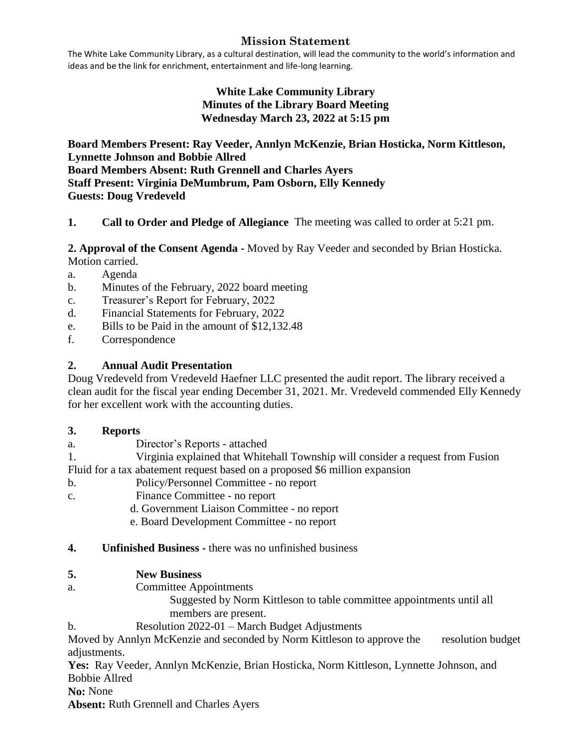## Mission Statement

The White Lake Community Library, as a cultural destination, will lead the community to the world's information and ideas and be the link for enrichment, entertainment and life-long learning.

**White Lake Community Library**
**Minutes of the Library Board Meeting**
**Wednesday March 23, 2022 at 5:15 pm**

**Board Members Present: Ray Veeder, Annlyn McKenzie, Brian Hosticka, Norm Kittleson, Lynnette Johnson and Bobbie Allred**
**Board Members Absent: Ruth Grennell and Charles Ayers**
**Staff Present: Virginia DeMumbrum, Pam Osborn, Elly Kennedy**
**Guests: Doug Vredeveld**

**1. Call to Order and Pledge of Allegiance** The meeting was called to order at 5:21 pm.

**2. Approval of the Consent Agenda -** Moved by Ray Veeder and seconded by Brian Hosticka. Motion carried.

a. Agenda
b. Minutes of the February, 2022 board meeting
c. Treasurer's Report for February, 2022
d. Financial Statements for February, 2022
e. Bills to be Paid in the amount of $12,132.48
f. Correspondence

**2. Annual Audit Presentation**

Doug Vredeveld from Vredeveld Haefner LLC presented the audit report. The library received a clean audit for the fiscal year ending December 31, 2021. Mr. Vredeveld commended Elly Kennedy for her excellent work with the accounting duties.

**3. Reports**

a. Director's Reports - attached
1. Virginia explained that Whitehall Township will consider a request from Fusion Fluid for a tax abatement request based on a proposed $6 million expansion
b. Policy/Personnel Committee - no report
c. Finance Committee - no report
d. Government Liaison Committee - no report
e. Board Development Committee - no report

**4. Unfinished Business -** there was no unfinished business

**5. New Business**

a. Committee Appointments
Suggested by Norm Kittleson to table committee appointments until all members are present.

b. Resolution 2022-01 – March Budget Adjustments
Moved by Annlyn McKenzie and seconded by Norm Kittleson to approve the resolution budget adjustments.

**Yes:** Ray Veeder, Annlyn McKenzie, Brian Hosticka, Norm Kittleson, Lynnette Johnson, and Bobbie Allred
**No:** None
**Absent:** Ruth Grennell and Charles Ayers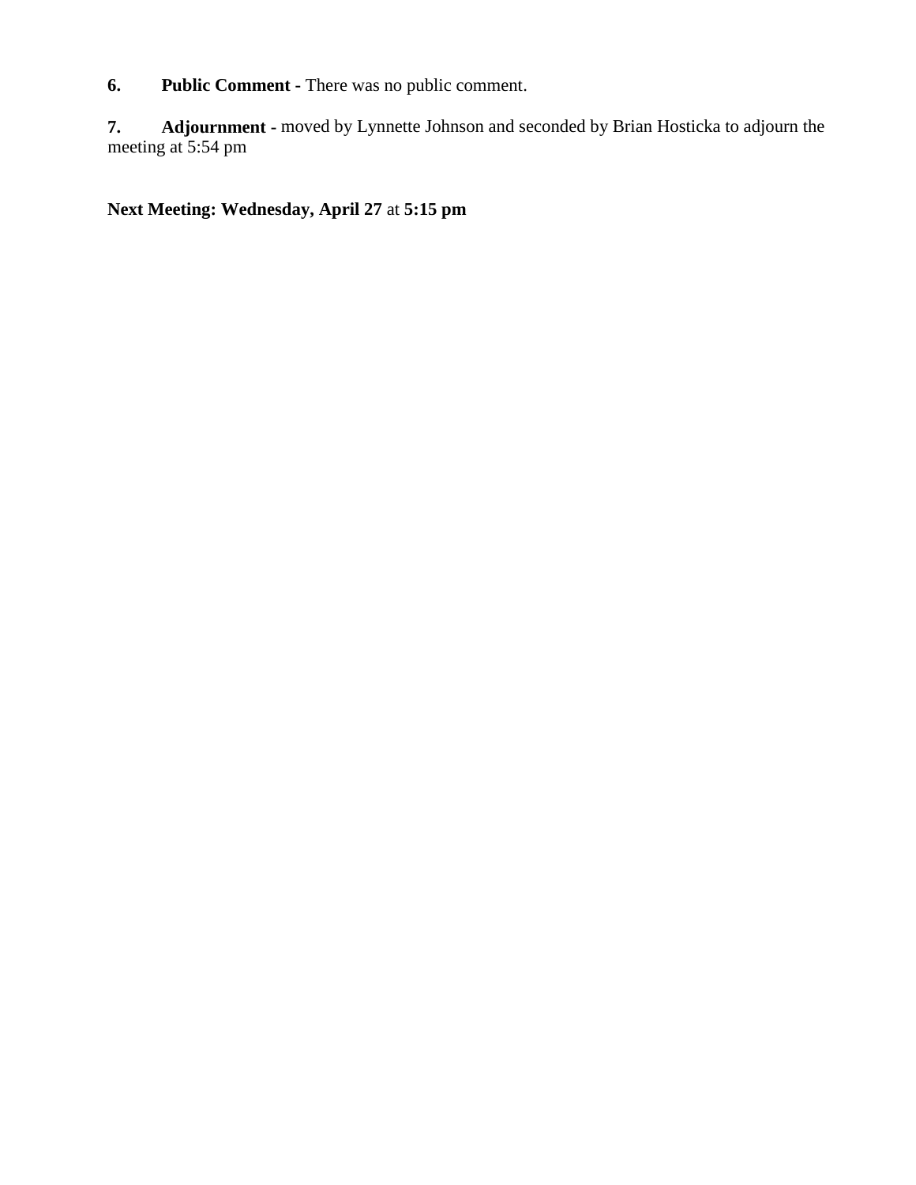**6. Public Comment -** There was no public comment.

**7. Adjournment -** moved by Lynnette Johnson and seconded by Brian Hosticka to adjourn the meeting at 5:54 pm

**Next Meeting: Wednesday, April 27** at **5:15 pm**